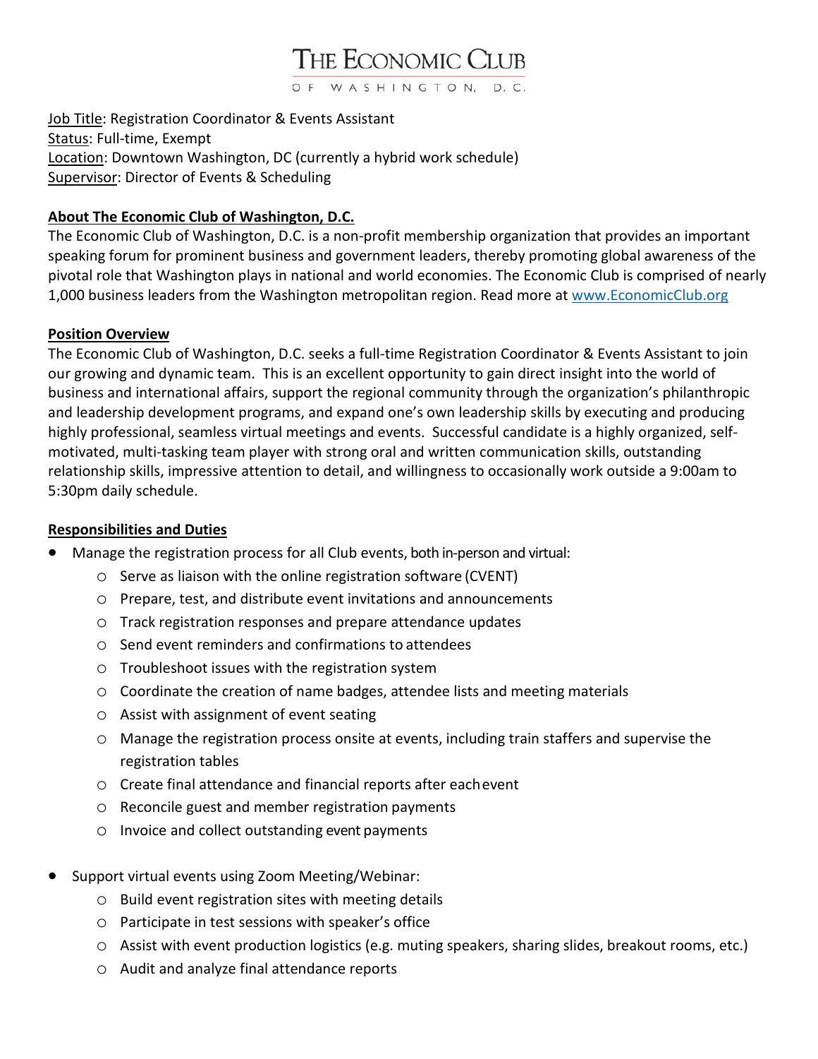# THE ECONOMIC CLUB

OF WASHINGTON, D.C.

<u>Job Title</u>: Registration Coordinator & Events Assistant
<u>Status</u>: Full-time, Exempt
<u>Location</u>: Downtown Washington, DC (currently a hybrid work schedule)
<u>Supervisor</u>: Director of Events & Scheduling

## About The Economic Club of Washington, D.C.

The Economic Club of Washington, D.C. is a non-profit membership organization that provides an important speaking forum for prominent business and government leaders, thereby promoting global awareness of the pivotal role that Washington plays in national and world economies. The Economic Club is comprised of nearly 1,000 business leaders from the Washington metropolitan region. Read more at [www.EconomicClub.org](http://www.EconomicClub.org)

## Position Overview

The Economic Club of Washington, D.C. seeks a full-time Registration Coordinator & Events Assistant to join our growing and dynamic team. This is an excellent opportunity to gain direct insight into the world of business and international affairs, support the regional community through the organization's philanthropic and leadership development programs, and expand one's own leadership skills by executing and producing highly professional, seamless virtual meetings and events. Successful candidate is a highly organized, self-motivated, multi-tasking team player with strong oral and written communication skills, outstanding relationship skills, impressive attention to detail, and willingness to occasionally work outside a 9:00am to 5:30pm daily schedule.

## Responsibilities and Duties

- Manage the registration process for all Club events, both in-person and virtual:
  - Serve as liaison with the online registration software (CVENT)
  - Prepare, test, and distribute event invitations and announcements
  - Track registration responses and prepare attendance updates
  - Send event reminders and confirmations to attendees
  - Troubleshoot issues with the registration system
  - Coordinate the creation of name badges, attendee lists and meeting materials
  - Assist with assignment of event seating
  - Manage the registration process onsite at events, including train staffers and supervise the registration tables
  - Create final attendance and financial reports after each event
  - Reconcile guest and member registration payments
  - Invoice and collect outstanding event payments

- Support virtual events using Zoom Meeting/Webinar:
  - Build event registration sites with meeting details
  - Participate in test sessions with speaker's office
  - Assist with event production logistics (e.g. muting speakers, sharing slides, breakout rooms, etc.)
  - Audit and analyze final attendance reports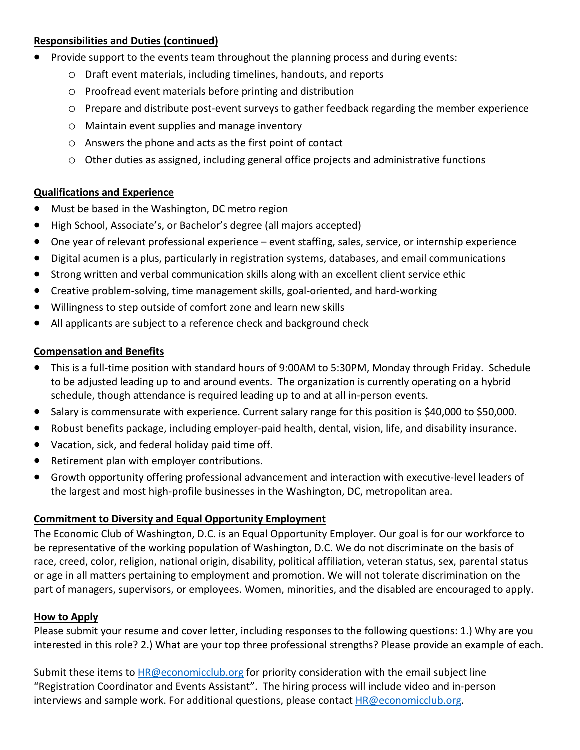## Responsibilities and Duties (continued)

- Provide support to the events team throughout the planning process and during events:
  - Draft event materials, including timelines, handouts, and reports
  - Proofread event materials before printing and distribution
  - Prepare and distribute post-event surveys to gather feedback regarding the member experience
  - Maintain event supplies and manage inventory
  - Answers the phone and acts as the first point of contact
  - Other duties as assigned, including general office projects and administrative functions

## Qualifications and Experience

- Must be based in the Washington, DC metro region
- High School, Associate's, or Bachelor's degree (all majors accepted)
- One year of relevant professional experience – event staffing, sales, service, or internship experience
- Digital acumen is a plus, particularly in registration systems, databases, and email communications
- Strong written and verbal communication skills along with an excellent client service ethic
- Creative problem-solving, time management skills, goal-oriented, and hard-working
- Willingness to step outside of comfort zone and learn new skills
- All applicants are subject to a reference check and background check

## Compensation and Benefits

- This is a full-time position with standard hours of 9:00AM to 5:30PM, Monday through Friday. Schedule to be adjusted leading up to and around events. The organization is currently operating on a hybrid schedule, though attendance is required leading up to and at all in-person events.
- Salary is commensurate with experience. Current salary range for this position is $40,000 to $50,000.
- Robust benefits package, including employer-paid health, dental, vision, life, and disability insurance.
- Vacation, sick, and federal holiday paid time off.
- Retirement plan with employer contributions.
- Growth opportunity offering professional advancement and interaction with executive-level leaders of the largest and most high-profile businesses in the Washington, DC, metropolitan area.

## Commitment to Diversity and Equal Opportunity Employment

The Economic Club of Washington, D.C. is an Equal Opportunity Employer. Our goal is for our workforce to be representative of the working population of Washington, D.C. We do not discriminate on the basis of race, creed, color, religion, national origin, disability, political affiliation, veteran status, sex, parental status or age in all matters pertaining to employment and promotion. We will not tolerate discrimination on the part of managers, supervisors, or employees. Women, minorities, and the disabled are encouraged to apply.

## How to Apply

Please submit your resume and cover letter, including responses to the following questions: 1.) Why are you interested in this role? 2.) What are your top three professional strengths? Please provide an example of each.

Submit these items to HR@economicclub.org for priority consideration with the email subject line "Registration Coordinator and Events Assistant". The hiring process will include video and in-person interviews and sample work. For additional questions, please contact HR@economicclub.org.